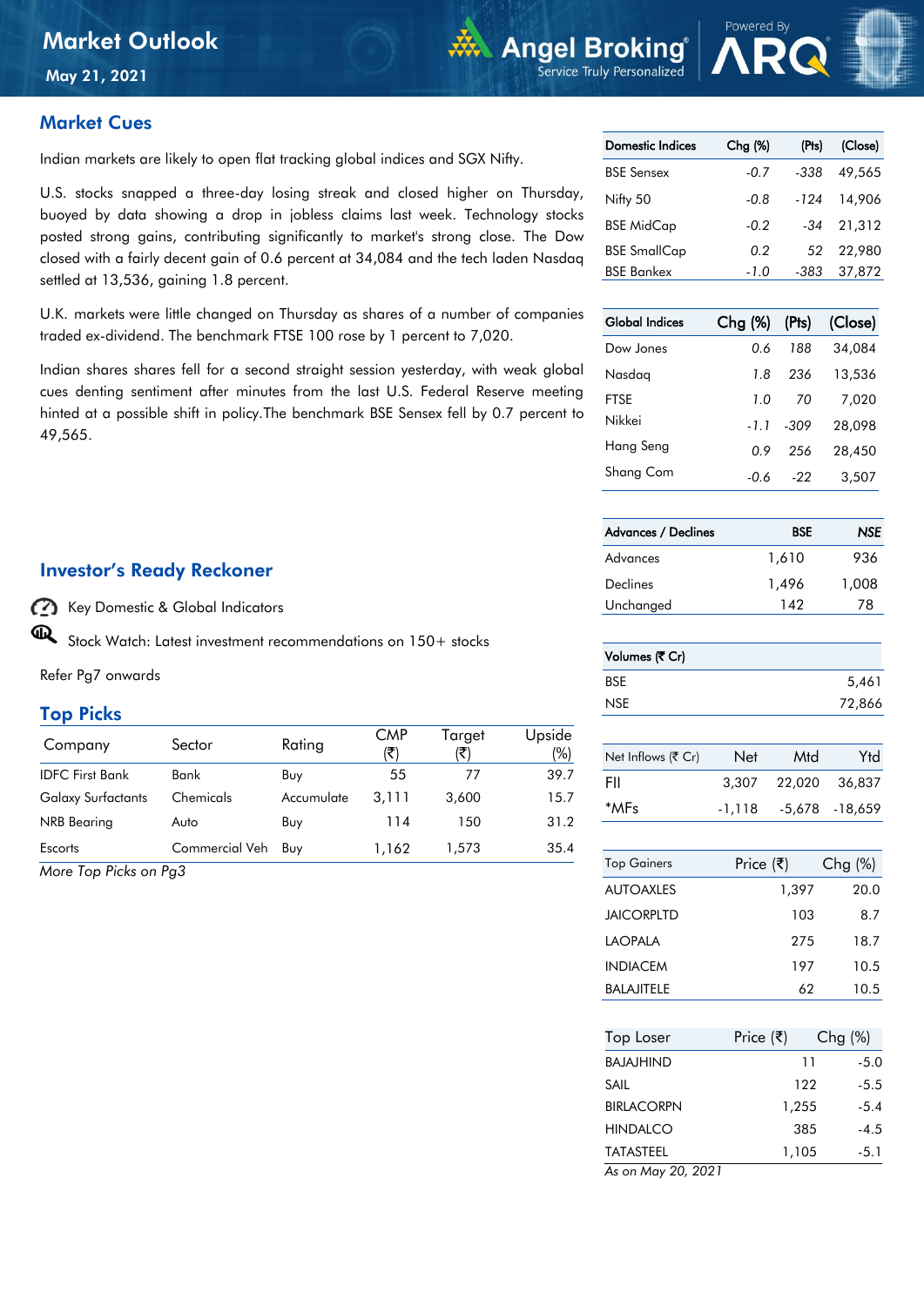# Market Outlook

May 21, 2021

## Market Cues

Indian markets are likely to open flat tracking global indices and SGX Nifty.

U.S. stocks snapped a three-day losing streak and closed higher on Thursday, buoyed by data showing a drop in jobless claims last week. Technology stocks posted strong gains, contributing significantly to market's strong close. The Dow closed with a fairly decent gain of 0.6 percent at 34,084 and the tech laden Nasdaq settled at 13,536, gaining 1.8 percent.

U.K. markets were little changed on Thursday as shares of a number of companies traded ex-dividend. The benchmark FTSE 100 rose by 1 percent to 7,020.

Indian shares shares fell for a second straight session yesterday, with weak global cues denting sentiment after minutes from the last U.S. Federal Reserve meeting hinted at a possible shift in policy.The benchmark BSE Sensex fell by 0.7 percent to 49,565.

## Investor's Ready Reckoner

Key Domestic & Global Indicators

Stock Watch: Latest investment recommendations on 150+ stocks

Refer Pg7 onwards

## Top Picks

| Company | Sector | Rating | CMP (₹) | Target (₹) | Upside (%) |
|---|---|---|---|---|---|
| IDFC First Bank | Bank | Buy | 55 | 77 | 39.7 |
| Galaxy Surfactants | Chemicals | Accumulate | 3,111 | 3,600 | 15.7 |
| NRB Bearing | Auto | Buy | 114 | 150 | 31.2 |
| Escorts | Commercial Veh | Buy | 1,162 | 1,573 | 35.4 |

*More Top Picks on Pg3*

| Domestic Indices | Chg (%) | (Pts) | (Close) |
|---|---|---|---|
| BSE Sensex | -0.7 | -338 | 49,565 |
| Nifty 50 | -0.8 | -124 | 14,906 |
| BSE MidCap | -0.2 | -34 | 21,312 |
| BSE SmallCap | 0.2 | 52 | 22,980 |
| BSE Bankex | -1.0 | -383 | 37,872 |

| Global Indices | Chg (%) | (Pts) | (Close) |
|---|---|---|---|
| Dow Jones | 0.6 | 188 | 34,084 |
| Nasdaq | 1.8 | 236 | 13,536 |
| FTSE | 1.0 | 70 | 7,020 |
| Nikkei | -1.1 | -309 | 28,098 |
| Hang Seng | 0.9 | 256 | 28,450 |
| Shang Com | -0.6 | -22 | 3,507 |

| Advances / Declines | BSE | NSE |
|---|---|---|
| Advances | 1,610 | 936 |
| Declines | 1,496 | 1,008 |
| Unchanged | 142 | 78 |

| Volumes (₹ Cr) | |
|---|---|
| BSE | 5,461 |
| NSE | 72,866 |

| Net Inflows (₹ Cr) | Net | Mtd | Ytd |
|---|---|---|---|
| FII | 3,307 | 22,020 | 36,837 |
| *MFs | -1,118 | -5,678 | -18,659 |

| Top Gainers | Price (₹) | Chg (%) |
|---|---|---|
| AUTOAXLES | 1,397 | 20.0 |
| JAICORPLTD | 103 | 8.7 |
| LAOPALA | 275 | 18.7 |
| INDIACEM | 197 | 10.5 |
| BALAJITELE | 62 | 10.5 |

| Top Loser | Price (₹) | Chg (%) |
|---|---|---|
| BAJAJHIND | 11 | -5.0 |
| SAIL | 122 | -5.5 |
| BIRLACORPN | 1,255 | -5.4 |
| HINDALCO | 385 | -4.5 |
| TATASTEEL | 1,105 | -5.1 |

*As on May 20, 2021*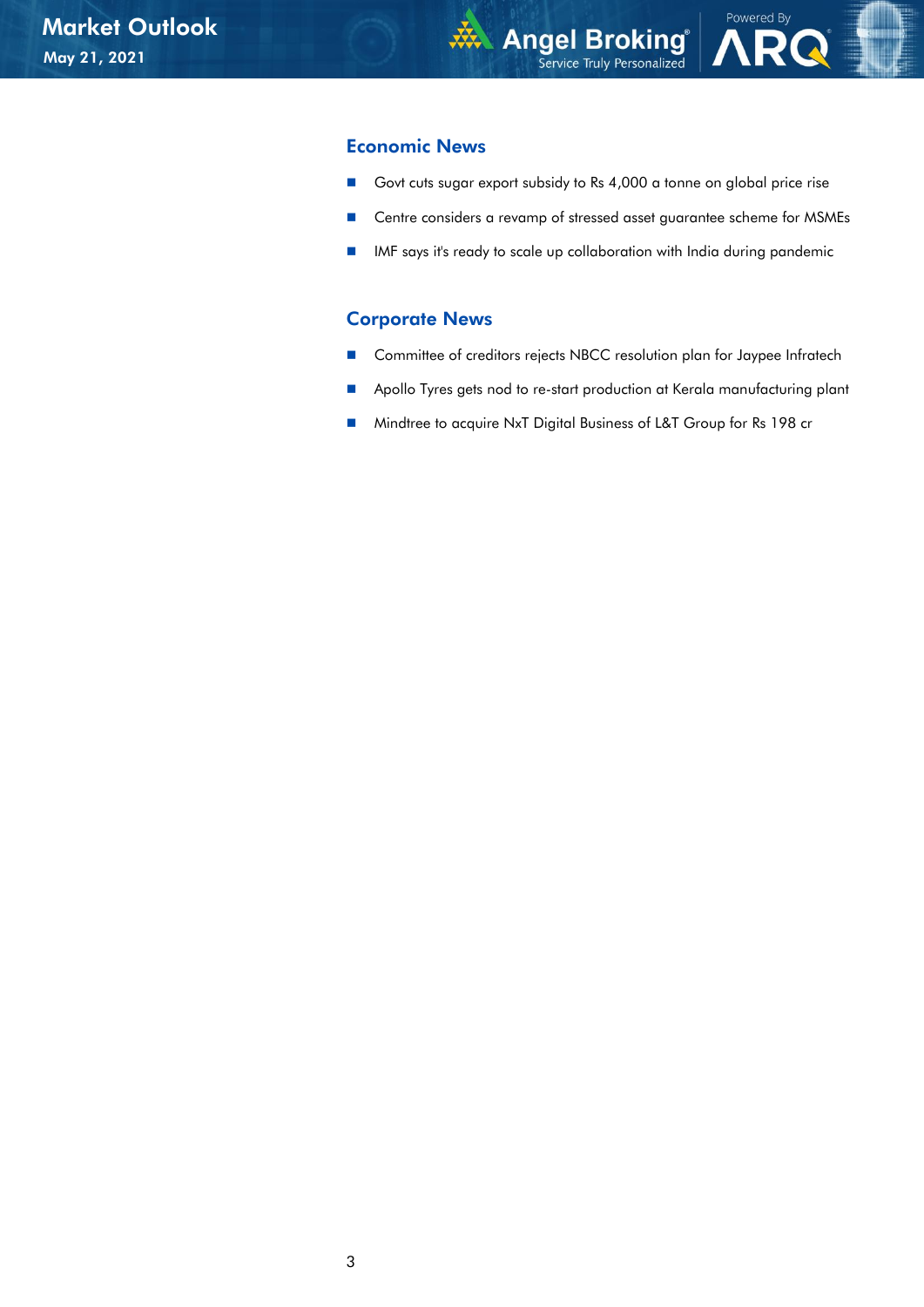## Economic News

- Govt cuts sugar export subsidy to Rs 4,000 a tonne on global price rise
- Centre considers a revamp of stressed asset guarantee scheme for MSMEs
- IMF says it's ready to scale up collaboration with India during pandemic

## Corporate News

- Committee of creditors rejects NBCC resolution plan for Jaypee Infratech
- Apollo Tyres gets nod to re-start production at Kerala manufacturing plant
- Mindtree to acquire NxT Digital Business of L&T Group for Rs 198 cr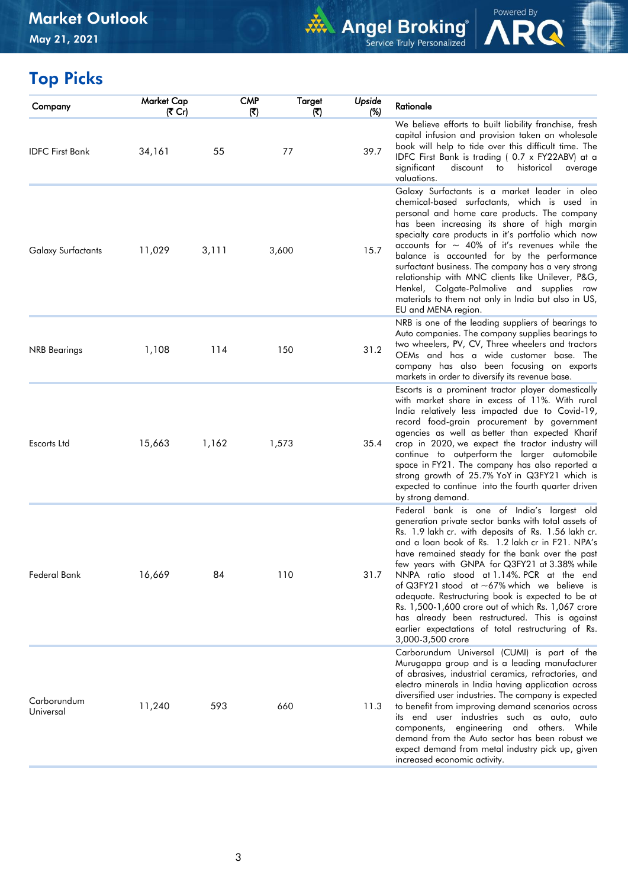## Top Picks

| Company | Market Cap (₹ Cr) | CMP (₹) | Target (₹) | Upside (%) | Rationale |
|---|---|---|---|---|---|
| IDFC First Bank | 34,161 | 55 | 77 | 39.7 | We believe efforts to built liability franchise, fresh capital infusion and provision taken on wholesale book will help to tide over this difficult time. The IDFC First Bank is trading ( 0.7 x FY22ABV) at a significant discount to historical average valuations. |
| Galaxy Surfactants | 11,029 | 3,111 | 3,600 | 15.7 | Galaxy Surfactants is a market leader in oleo chemical-based surfactants, which is used in personal and home care products. The company has been increasing its share of high margin specialty care products in it's portfolio which now accounts for ~ 40% of it's revenues while the balance is accounted for by the performance surfactant business. The company has a very strong relationship with MNC clients like Unilever, P&G, Henkel, Colgate-Palmolive and supplies raw materials to them not only in India but also in US, EU and MENA region. |
| NRB Bearings | 1,108 | 114 | 150 | 31.2 | NRB is one of the leading suppliers of bearings to Auto companies. The company supplies bearings to two wheelers, PV, CV, Three wheelers and tractors OEMs and has a wide customer base. The company has also been focusing on exports markets in order to diversify its revenue base. |
| Escorts Ltd | 15,663 | 1,162 | 1,573 | 35.4 | Escorts is a prominent tractor player domestically with market share in excess of 11%. With rural India relatively less impacted due to Covid-19, record food-grain procurement by government agencies as well as better than expected Kharif crop in 2020, we expect the tractor industry will continue to outperform the larger automobile space in FY21. The company has also reported a strong growth of 25.7% YoY in Q3FY21 which is expected to continue into the fourth quarter driven by strong demand. |
| Federal Bank | 16,669 | 84 | 110 | 31.7 | Federal bank is one of India's largest old generation private sector banks with total assets of Rs. 1.9 lakh cr. with deposits of Rs. 1.56 lakh cr. and a loan book of Rs. 1.2 lakh cr in F21. NPA's have remained steady for the bank over the past few years with GNPA for Q3FY21 at 3.38% while NNPA ratio stood at 1.14%. PCR at the end of Q3FY21 stood at ~67% which we believe is adequate. Restructuring book is expected to be at Rs. 1,500-1,600 crore out of which Rs. 1,067 crore has already been restructured. This is against earlier expectations of total restructuring of Rs. 3,000-3,500 crore |
| Carborundum Universal | 11,240 | 593 | 660 | 11.3 | Carborundum Universal (CUMI) is part of the Murugappa group and is a leading manufacturer of abrasives, industrial ceramics, refractories, and electro minerals in India having application across diversified user industries. The company is expected to benefit from improving demand scenarios across its end user industries such as auto, auto components, engineering and others. While demand from the Auto sector has been robust we expect demand from metal industry pick up, given increased economic activity. |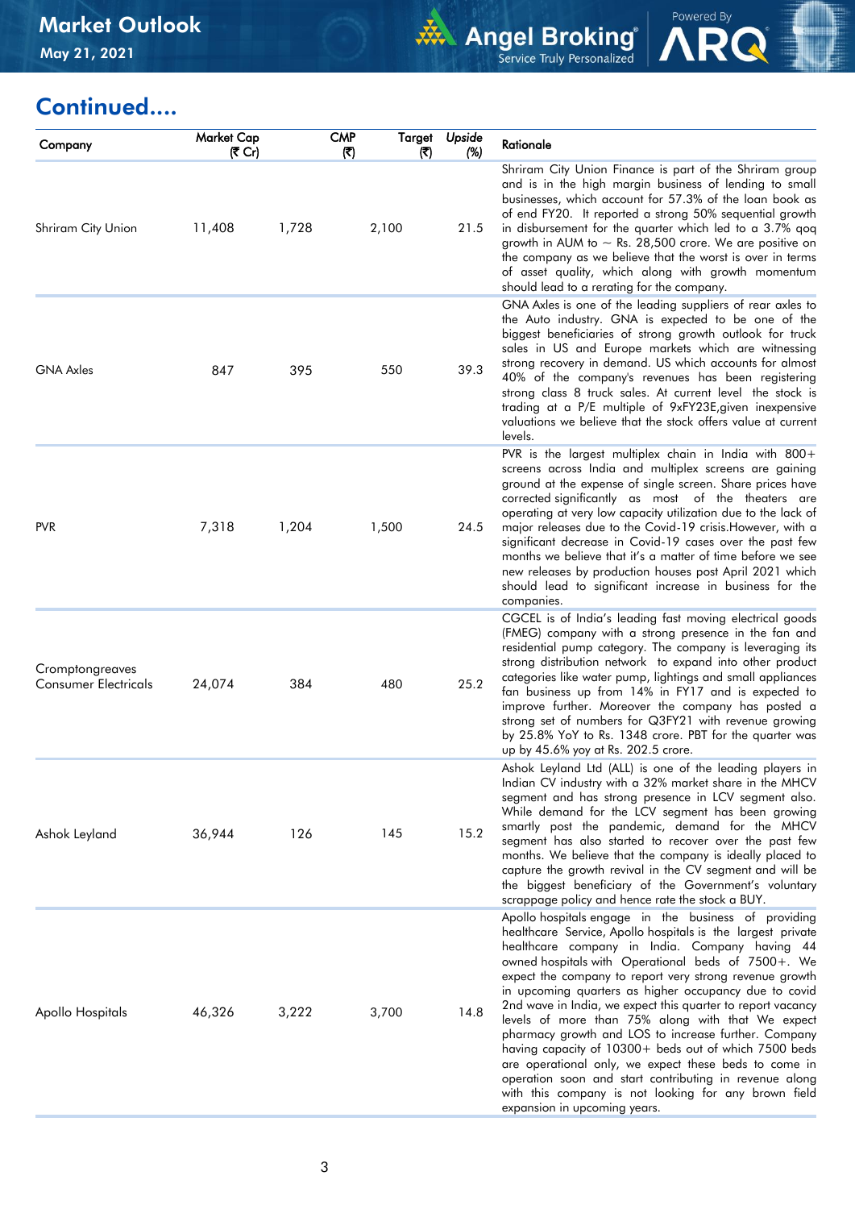## Continued....

| Company | Market Cap (₹ Cr) | CMP (₹) | Target (₹) | *Upside (%)* | Rationale |
|---|---|---|---|---|---|
| Shriram City Union | 11,408 | 1,728 | 2,100 | 21.5 | Shriram City Union Finance is part of the Shriram group and is in the high margin business of lending to small businesses, which account for 57.3% of the loan book as of end FY20. It reported a strong 50% sequential growth in disbursement for the quarter which led to a 3.7% qoq growth in AUM to ~ Rs. 28,500 crore. We are positive on the company as we believe that the worst is over in terms of asset quality, which along with growth momentum should lead to a rerating for the company. |
| GNA Axles | 847 | 395 | 550 | 39.3 | GNA Axles is one of the leading suppliers of rear axles to the Auto industry. GNA is expected to be one of the biggest beneficiaries of strong growth outlook for truck sales in US and Europe markets which are witnessing strong recovery in demand. US which accounts for almost 40% of the company's revenues has been registering strong class 8 truck sales. At current level the stock is trading at a P/E multiple of 9xFY23E,given inexpensive valuations we believe that the stock offers value at current levels. |
| PVR | 7,318 | 1,204 | 1,500 | 24.5 | PVR is the largest multiplex chain in India with 800+ screens across India and multiplex screens are gaining ground at the expense of single screen. Share prices have corrected significantly as most of the theaters are operating at very low capacity utilization due to the lack of major releases due to the Covid-19 crisis.However, with a significant decrease in Covid-19 cases over the past few months we believe that it's a matter of time before we see new releases by production houses post April 2021 which should lead to significant increase in business for the companies. |
| Cromptongreaves Consumer Electricals | 24,074 | 384 | 480 | 25.2 | CGCEL is of India's leading fast moving electrical goods (FMEG) company with a strong presence in the fan and residential pump category. The company is leveraging its strong distribution network to expand into other product categories like water pump, lightings and small appliances fan business up from 14% in FY17 and is expected to improve further. Moreover the company has posted a strong set of numbers for Q3FY21 with revenue growing by 25.8% YoY to Rs. 1348 crore. PBT for the quarter was up by 45.6% yoy at Rs. 202.5 crore. |
| Ashok Leyland | 36,944 | 126 | 145 | 15.2 | Ashok Leyland Ltd (ALL) is one of the leading players in Indian CV industry with a 32% market share in the MHCV segment and has strong presence in LCV segment also. While demand for the LCV segment has been growing smartly post the pandemic, demand for the MHCV segment has also started to recover over the past few months. We believe that the company is ideally placed to capture the growth revival in the CV segment and will be the biggest beneficiary of the Government's voluntary scrappage policy and hence rate the stock a BUY. |
| Apollo Hospitals | 46,326 | 3,222 | 3,700 | 14.8 | Apollo hospitals engage in the business of providing healthcare Service, Apollo hospitals is the largest private healthcare company in India. Company having 44 owned hospitals with Operational beds of 7500+. We expect the company to report very strong revenue growth in upcoming quarters as higher occupancy due to covid 2nd wave in India, we expect this quarter to report vacancy levels of more than 75% along with that We expect pharmacy growth and LOS to increase further. Company having capacity of 10300+ beds out of which 7500 beds are operational only, we expect these beds to come in operation soon and start contributing in revenue along with this company is not looking for any brown field expansion in upcoming years. |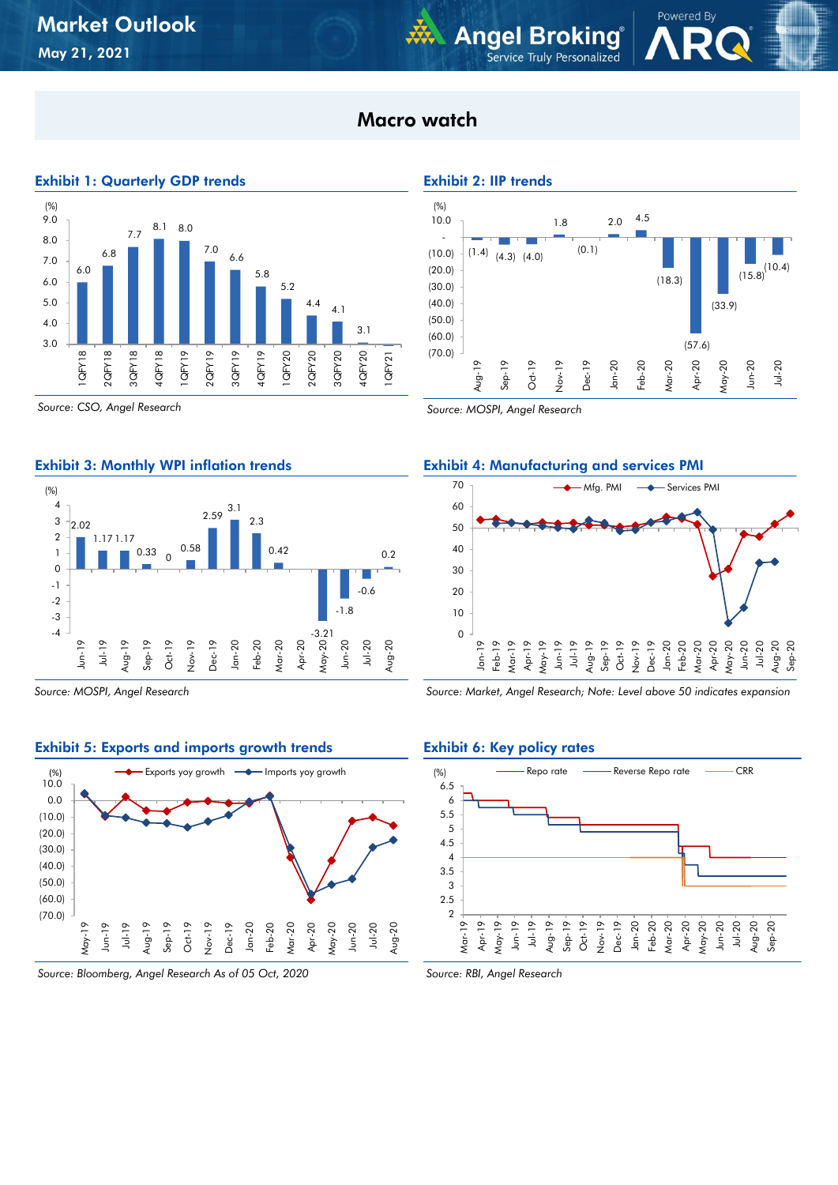## Macro watch

### Exhibit 1: Quarterly GDP trends

(%)

| Quarter | GDP growth |
|---|---|
| 1QFY18 | 6.0 |
| 2QFY18 | 6.8 |
| 3QFY18 | 7.7 |
| 4QFY18 | 8.1 |
| 1QFY19 | 8.0 |
| 2QFY19 | 7.0 |
| 3QFY19 | 6.6 |
| 4QFY19 | 5.8 |
| 1QFY20 | 5.2 |
| 2QFY20 | 4.4 |
| 3QFY20 | 4.1 |
| 4QFY20 | 3.1 |
| 1QFY21 | |

*Source: CSO, Angel Research*

### Exhibit 2: IIP trends

(%)

| Month | IIP |
|---|---|
| Aug-19 | (1.4) |
| Sep-19 | (4.3) |
| Oct-19 | (4.0) |
| Nov-19 | 1.8 |
| Dec-19 | (0.1) |
| Jan-20 | 2.0 |
| Feb-20 | 4.5 |
| Mar-20 | (18.3) |
| Apr-20 | (57.6) |
| May-20 | (33.9) |
| Jun-20 | (15.8) |
| Jul-20 | (10.4) |

*Source: MOSPI, Angel Research*

### Exhibit 3: Monthly WPI inflation trends

(%)

| Month | WPI |
|---|---|
| Jun-19 | 2.02 |
| Jul-19 | 1.17 |
| Aug-19 | 1.17 |
| Sep-19 | 0.33 |
| Oct-19 | 0 |
| Nov-19 | 0.58 |
| Dec-19 | 2.59 |
| Jan-20 | 3.1 |
| Feb-20 | 2.3 |
| Mar-20 | 0.42 |
| Apr-20 | |
| May-20 | -3.21 |
| Jun-20 | -1.8 |
| Jul-20 | -0.6 |
| Aug-20 | 0.2 |

*Source: MOSPI, Angel Research*

### Exhibit 4: Manufacturing and services PMI

Mfg. PMI — Services PMI

*Source: Market, Angel Research; Note: Level above 50 indicates expansion*

### Exhibit 5: Exports and imports growth trends

Exports yoy growth — Imports yoy growth

*Source: Bloomberg, Angel Research As of 05 Oct, 2020*

### Exhibit 6: Key policy rates

Repo rate — Reverse Repo rate — CRR

*Source: RBI, Angel Research*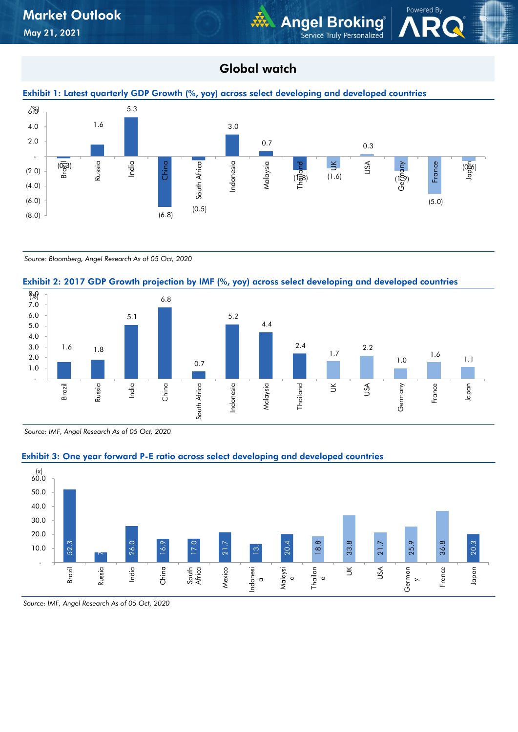## Global watch

**Exhibit 1: Latest quarterly GDP Growth (%, yoy) across select developing and developed countries**

| Country | GDP Growth (%) |
|---|---|
| Brazil | (0.3) |
| Russia | 1.6 |
| India | 5.3 |
| China | (6.8) |
| South Africa | (0.5) |
| Indonesia | 3.0 |
| Malaysia | 0.7 |
| Thailand | (1.8) |
| UK | (1.6) |
| USA | 0.3 |
| Germany | (1.9) |
| France | (5.0) |
| Japan | (0.6) |

*Source: Bloomberg, Angel Research As of 05 Oct, 2020*

**Exhibit 2: 2017 GDP Growth projection by IMF (%, yoy) across select developing and developed countries**

| Country | GDP Growth projection (%) |
|---|---|
| Brazil | 1.6 |
| Russia | 1.8 |
| India | 5.1 |
| China | 6.8 |
| South Africa | 0.7 |
| Indonesia | 5.2 |
| Malaysia | 4.4 |
| Thailand | 2.4 |
| UK | 1.7 |
| USA | 2.2 |
| Germany | 1.0 |
| France | 1.6 |
| Japan | 1.1 |

*Source: IMF, Angel Research As of 05 Oct, 2020*

**Exhibit 3: One year forward P-E ratio across select developing and developed countries**

| Country | P-E (x) |
|---|---|
| Brazil | 52.3 |
| Russia | 7 |
| India | 26.0 |
| China | 16.9 |
| South Africa | 17.0 |
| Mexico | 21.7 |
| Indonesia | 13. |
| Malaysia | 20.4 |
| Thailand | 18.8 |
| UK | 33.8 |
| USA | 21.7 |
| Germany | 25.9 |
| France | 36.8 |
| Japan | 20.3 |

*Source: IMF, Angel Research As of 05 Oct, 2020*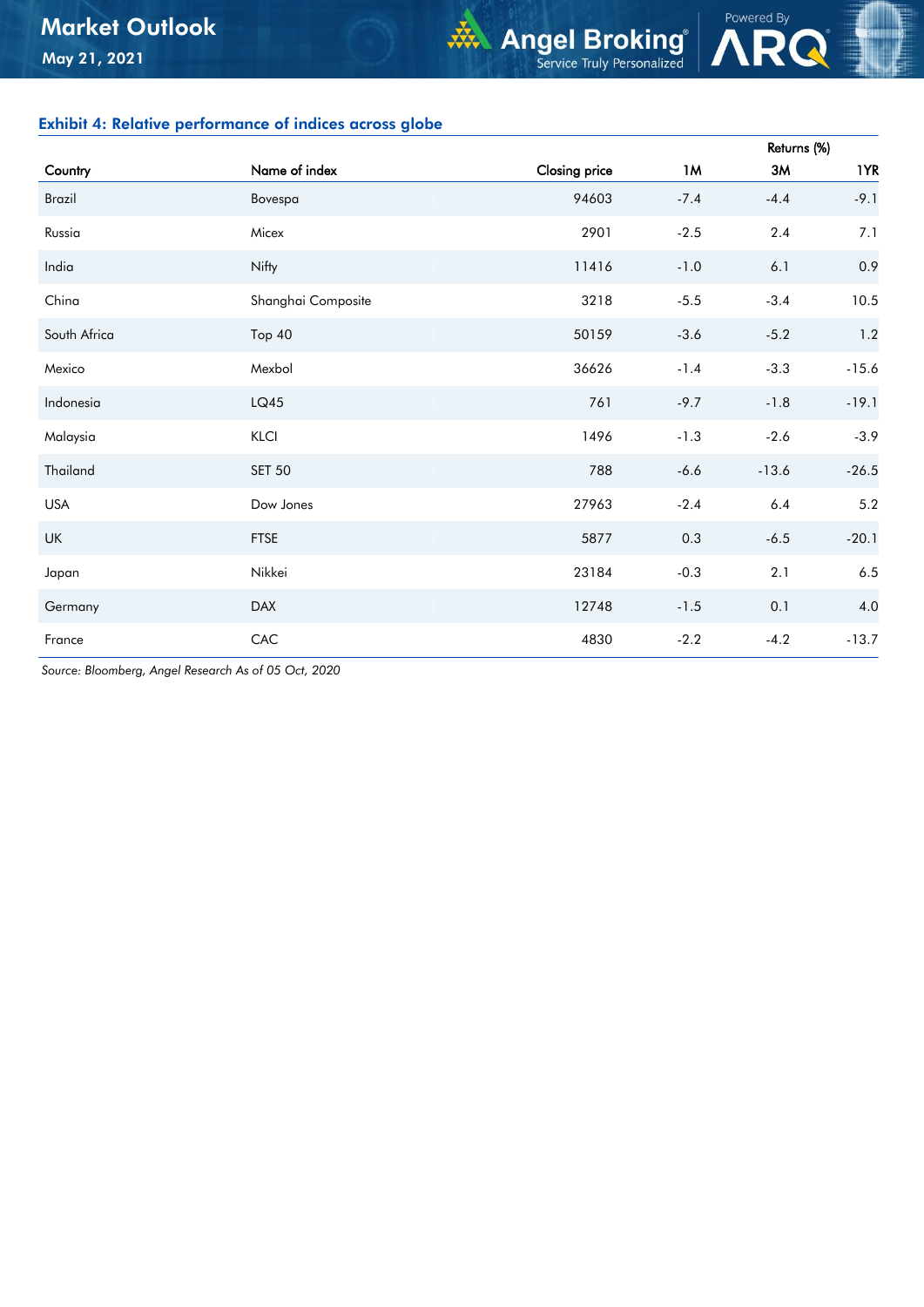### Exhibit 4: Relative performance of indices across globe

| Country | Name of index | Closing price | Returns (%) | | |
|---|---|---|---|---|---|
| | | | 1M | 3M | 1YR |
| Brazil | Bovespa | 94603 | -7.4 | -4.4 | -9.1 |
| Russia | Micex | 2901 | -2.5 | 2.4 | 7.1 |
| India | Nifty | 11416 | -1.0 | 6.1 | 0.9 |
| China | Shanghai Composite | 3218 | -5.5 | -3.4 | 10.5 |
| South Africa | Top 40 | 50159 | -3.6 | -5.2 | 1.2 |
| Mexico | Mexbol | 36626 | -1.4 | -3.3 | -15.6 |
| Indonesia | LQ45 | 761 | -9.7 | -1.8 | -19.1 |
| Malaysia | KLCI | 1496 | -1.3 | -2.6 | -3.9 |
| Thailand | SET 50 | 788 | -6.6 | -13.6 | -26.5 |
| USA | Dow Jones | 27963 | -2.4 | 6.4 | 5.2 |
| UK | FTSE | 5877 | 0.3 | -6.5 | -20.1 |
| Japan | Nikkei | 23184 | -0.3 | 2.1 | 6.5 |
| Germany | DAX | 12748 | -1.5 | 0.1 | 4.0 |
| France | CAC | 4830 | -2.2 | -4.2 | -13.7 |

*Source: Bloomberg, Angel Research As of 05 Oct, 2020*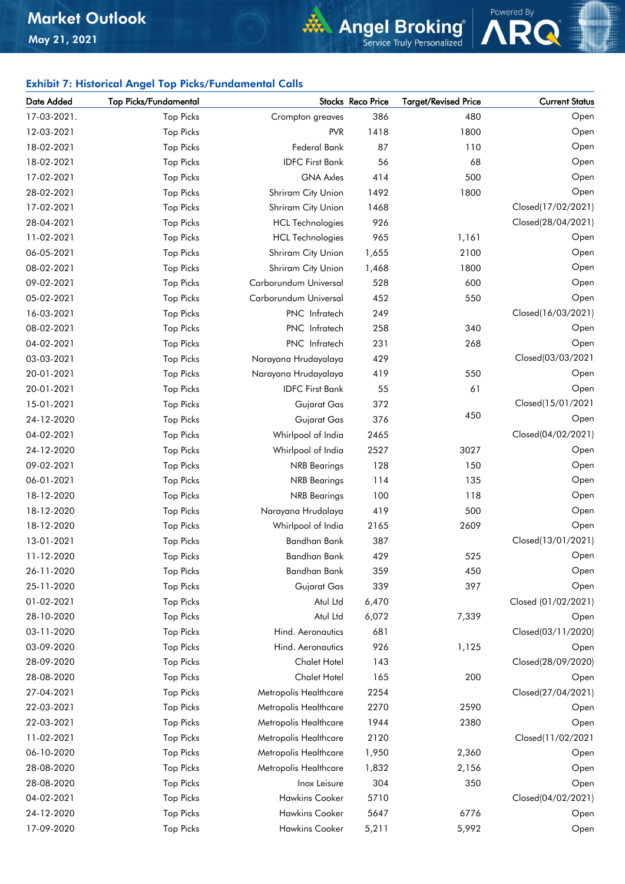### Exhibit 7: Historical Angel Top Picks/Fundamental Calls

| Date Added | Top Picks/Fundamental | Stocks | Reco Price | Target/Revised Price | Current Status |
|---|---|---|---|---|---|
| 17-03-2021. | Top Picks | Crompton greaves | 386 | 480 | Open |
| 12-03-2021 | Top Picks | PVR | 1418 | 1800 | Open |
| 18-02-2021 | Top Picks | Federal Bank | 87 | 110 | Open |
| 18-02-2021 | Top Picks | IDFC First Bank | 56 | 68 | Open |
| 17-02-2021 | Top Picks | GNA Axles | 414 | 500 | Open |
| 28-02-2021 | Top Picks | Shriram City Union | 1492 | 1800 | Open |
| 17-02-2021 | Top Picks | Shriram City Union | 1468 | | Closed(17/02/2021) |
| 28-04-2021 | Top Picks | HCL Technologies | 926 | | Closed(28/04/2021) |
| 11-02-2021 | Top Picks | HCL Technologies | 965 | 1,161 | Open |
| 06-05-2021 | Top Picks | Shriram City Union | 1,655 | 2100 | Open |
| 08-02-2021 | Top Picks | Shriram City Union | 1,468 | 1800 | Open |
| 09-02-2021 | Top Picks | Carborundum Universal | 528 | 600 | Open |
| 05-02-2021 | Top Picks | Carborundum Universal | 452 | 550 | Open |
| 16-03-2021 | Top Picks | PNC Infratech | 249 | | Closed(16/03/2021) |
| 08-02-2021 | Top Picks | PNC Infratech | 258 | 340 | Open |
| 04-02-2021 | Top Picks | PNC Infratech | 231 | 268 | Open |
| 03-03-2021 | Top Picks | Narayana Hrudayalaya | 429 | | Closed(03/03/2021 |
| 20-01-2021 | Top Picks | Narayana Hrudayalaya | 419 | 550 | Open |
| 20-01-2021 | Top Picks | IDFC First Bank | 55 | 61 | Open |
| 15-01-2021 | Top Picks | Gujarat Gas | 372 | | Closed(15/01/2021 |
| 24-12-2020 | Top Picks | Gujarat Gas | 376 | 450 | Open |
| 04-02-2021 | Top Picks | Whirlpool of India | 2465 | | Closed(04/02/2021) |
| 24-12-2020 | Top Picks | Whirlpool of India | 2527 | 3027 | Open |
| 09-02-2021 | Top Picks | NRB Bearings | 128 | 150 | Open |
| 06-01-2021 | Top Picks | NRB Bearings | 114 | 135 | Open |
| 18-12-2020 | Top Picks | NRB Bearings | 100 | 118 | Open |
| 18-12-2020 | Top Picks | Narayana Hrudalaya | 419 | 500 | Open |
| 18-12-2020 | Top Picks | Whirlpool of India | 2165 | 2609 | Open |
| 13-01-2021 | Top Picks | Bandhan Bank | 387 | | Closed(13/01/2021) |
| 11-12-2020 | Top Picks | Bandhan Bank | 429 | 525 | Open |
| 26-11-2020 | Top Picks | Bandhan Bank | 359 | 450 | Open |
| 25-11-2020 | Top Picks | Gujarat Gas | 339 | 397 | Open |
| 01-02-2021 | Top Picks | Atul Ltd | 6,470 | | Closed (01/02/2021) |
| 28-10-2020 | Top Picks | Atul Ltd | 6,072 | 7,339 | Open |
| 03-11-2020 | Top Picks | Hind. Aeronautics | 681 | | Closed(03/11/2020) |
| 03-09-2020 | Top Picks | Hind. Aeronautics | 926 | 1,125 | Open |
| 28-09-2020 | Top Picks | Chalet Hotel | 143 | | Closed(28/09/2020) |
| 28-08-2020 | Top Picks | Chalet Hotel | 165 | 200 | Open |
| 27-04-2021 | Top Picks | Metropolis Healthcare | 2254 | | Closed(27/04/2021) |
| 22-03-2021 | Top Picks | Metropolis Healthcare | 2270 | 2590 | Open |
| 22-03-2021 | Top Picks | Metropolis Healthcare | 1944 | 2380 | Open |
| 11-02-2021 | Top Picks | Metropolis Healthcare | 2120 | | Closed(11/02/2021 |
| 06-10-2020 | Top Picks | Metropolis Healthcare | 1,950 | 2,360 | Open |
| 28-08-2020 | Top Picks | Metropolis Healthcare | 1,832 | 2,156 | Open |
| 28-08-2020 | Top Picks | Inox Leisure | 304 | 350 | Open |
| 04-02-2021 | Top Picks | Hawkins Cooker | 5710 | | Closed(04/02/2021) |
| 24-12-2020 | Top Picks | Hawkins Cooker | 5647 | 6776 | Open |
| 17-09-2020 | Top Picks | Hawkins Cooker | 5,211 | 5,992 | Open |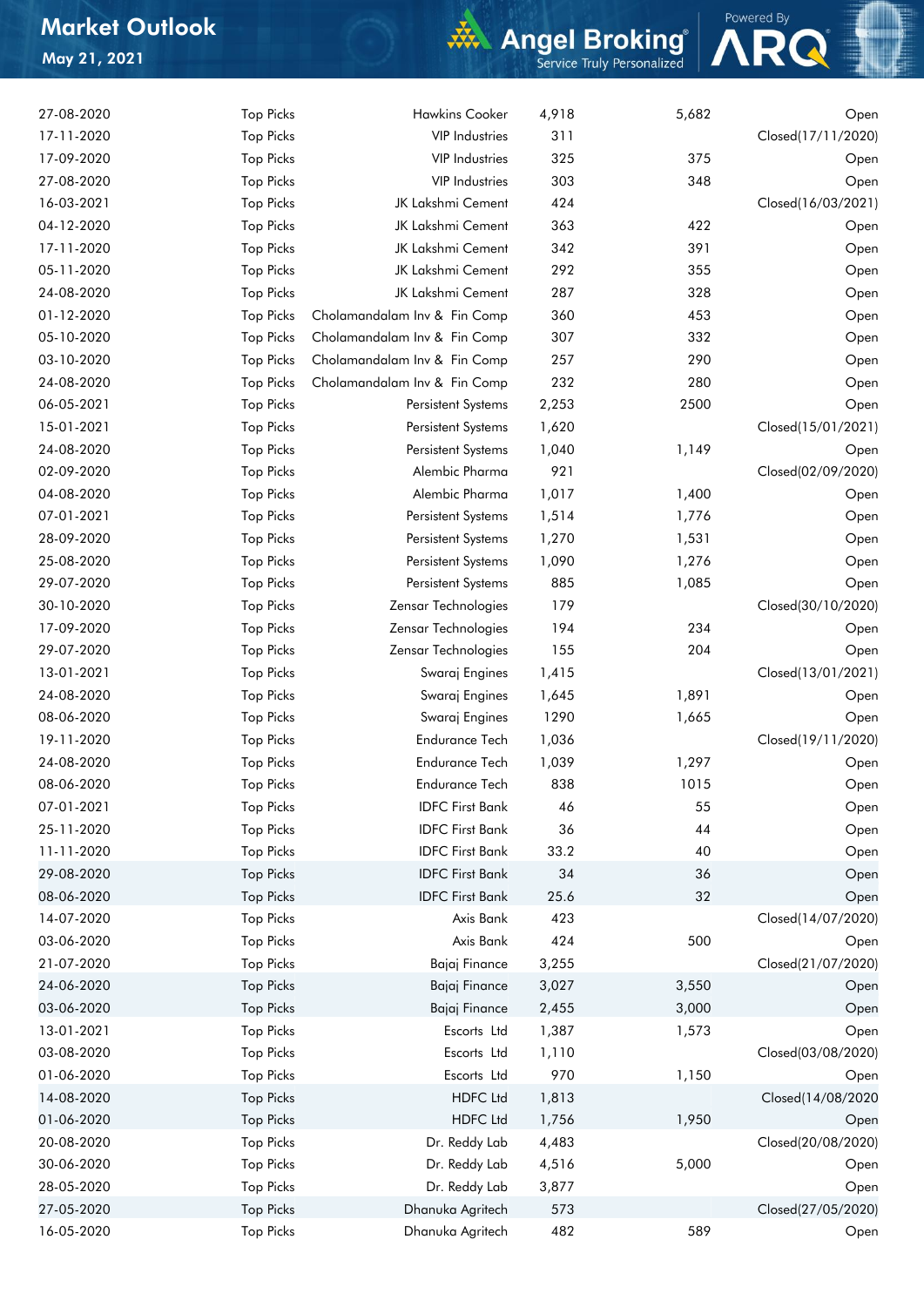| | | | | | |
|---|---|---|---|---|---|
| 27-08-2020 | Top Picks | Hawkins Cooker | 4,918 | 5,682 | Open |
| 17-11-2020 | Top Picks | VIP Industries | 311 | | Closed(17/11/2020) |
| 17-09-2020 | Top Picks | VIP Industries | 325 | 375 | Open |
| 27-08-2020 | Top Picks | VIP Industries | 303 | 348 | Open |
| 16-03-2021 | Top Picks | JK Lakshmi Cement | 424 | | Closed(16/03/2021) |
| 04-12-2020 | Top Picks | JK Lakshmi Cement | 363 | 422 | Open |
| 17-11-2020 | Top Picks | JK Lakshmi Cement | 342 | 391 | Open |
| 05-11-2020 | Top Picks | JK Lakshmi Cement | 292 | 355 | Open |
| 24-08-2020 | Top Picks | JK Lakshmi Cement | 287 | 328 | Open |
| 01-12-2020 | Top Picks | Cholamandalam Inv & Fin Comp | 360 | 453 | Open |
| 05-10-2020 | Top Picks | Cholamandalam Inv & Fin Comp | 307 | 332 | Open |
| 03-10-2020 | Top Picks | Cholamandalam Inv & Fin Comp | 257 | 290 | Open |
| 24-08-2020 | Top Picks | Cholamandalam Inv & Fin Comp | 232 | 280 | Open |
| 06-05-2021 | Top Picks | Persistent Systems | 2,253 | 2500 | Open |
| 15-01-2021 | Top Picks | Persistent Systems | 1,620 | | Closed(15/01/2021) |
| 24-08-2020 | Top Picks | Persistent Systems | 1,040 | 1,149 | Open |
| 02-09-2020 | Top Picks | Alembic Pharma | 921 | | Closed(02/09/2020) |
| 04-08-2020 | Top Picks | Alembic Pharma | 1,017 | 1,400 | Open |
| 07-01-2021 | Top Picks | Persistent Systems | 1,514 | 1,776 | Open |
| 28-09-2020 | Top Picks | Persistent Systems | 1,270 | 1,531 | Open |
| 25-08-2020 | Top Picks | Persistent Systems | 1,090 | 1,276 | Open |
| 29-07-2020 | Top Picks | Persistent Systems | 885 | 1,085 | Open |
| 30-10-2020 | Top Picks | Zensar Technologies | 179 | | Closed(30/10/2020) |
| 17-09-2020 | Top Picks | Zensar Technologies | 194 | 234 | Open |
| 29-07-2020 | Top Picks | Zensar Technologies | 155 | 204 | Open |
| 13-01-2021 | Top Picks | Swaraj Engines | 1,415 | | Closed(13/01/2021) |
| 24-08-2020 | Top Picks | Swaraj Engines | 1,645 | 1,891 | Open |
| 08-06-2020 | Top Picks | Swaraj Engines | 1290 | 1,665 | Open |
| 19-11-2020 | Top Picks | Endurance Tech | 1,036 | | Closed(19/11/2020) |
| 24-08-2020 | Top Picks | Endurance Tech | 1,039 | 1,297 | Open |
| 08-06-2020 | Top Picks | Endurance Tech | 838 | 1015 | Open |
| 07-01-2021 | Top Picks | IDFC First Bank | 46 | 55 | Open |
| 25-11-2020 | Top Picks | IDFC First Bank | 36 | 44 | Open |
| 11-11-2020 | Top Picks | IDFC First Bank | 33.2 | 40 | Open |
| 29-08-2020 | Top Picks | IDFC First Bank | 34 | 36 | Open |
| 08-06-2020 | Top Picks | IDFC First Bank | 25.6 | 32 | Open |
| 14-07-2020 | Top Picks | Axis Bank | 423 | | Closed(14/07/2020) |
| 03-06-2020 | Top Picks | Axis Bank | 424 | 500 | Open |
| 21-07-2020 | Top Picks | Bajaj Finance | 3,255 | | Closed(21/07/2020) |
| 24-06-2020 | Top Picks | Bajaj Finance | 3,027 | 3,550 | Open |
| 03-06-2020 | Top Picks | Bajaj Finance | 2,455 | 3,000 | Open |
| 13-01-2021 | Top Picks | Escorts Ltd | 1,387 | 1,573 | Open |
| 03-08-2020 | Top Picks | Escorts Ltd | 1,110 | | Closed(03/08/2020) |
| 01-06-2020 | Top Picks | Escorts Ltd | 970 | 1,150 | Open |
| 14-08-2020 | Top Picks | HDFC Ltd | 1,813 | | Closed(14/08/2020 |
| 01-06-2020 | Top Picks | HDFC Ltd | 1,756 | 1,950 | Open |
| 20-08-2020 | Top Picks | Dr. Reddy Lab | 4,483 | | Closed(20/08/2020) |
| 30-06-2020 | Top Picks | Dr. Reddy Lab | 4,516 | 5,000 | Open |
| 28-05-2020 | Top Picks | Dr. Reddy Lab | 3,877 | | Open |
| 27-05-2020 | Top Picks | Dhanuka Agritech | 573 | | Closed(27/05/2020) |
| 16-05-2020 | Top Picks | Dhanuka Agritech | 482 | 589 | Open |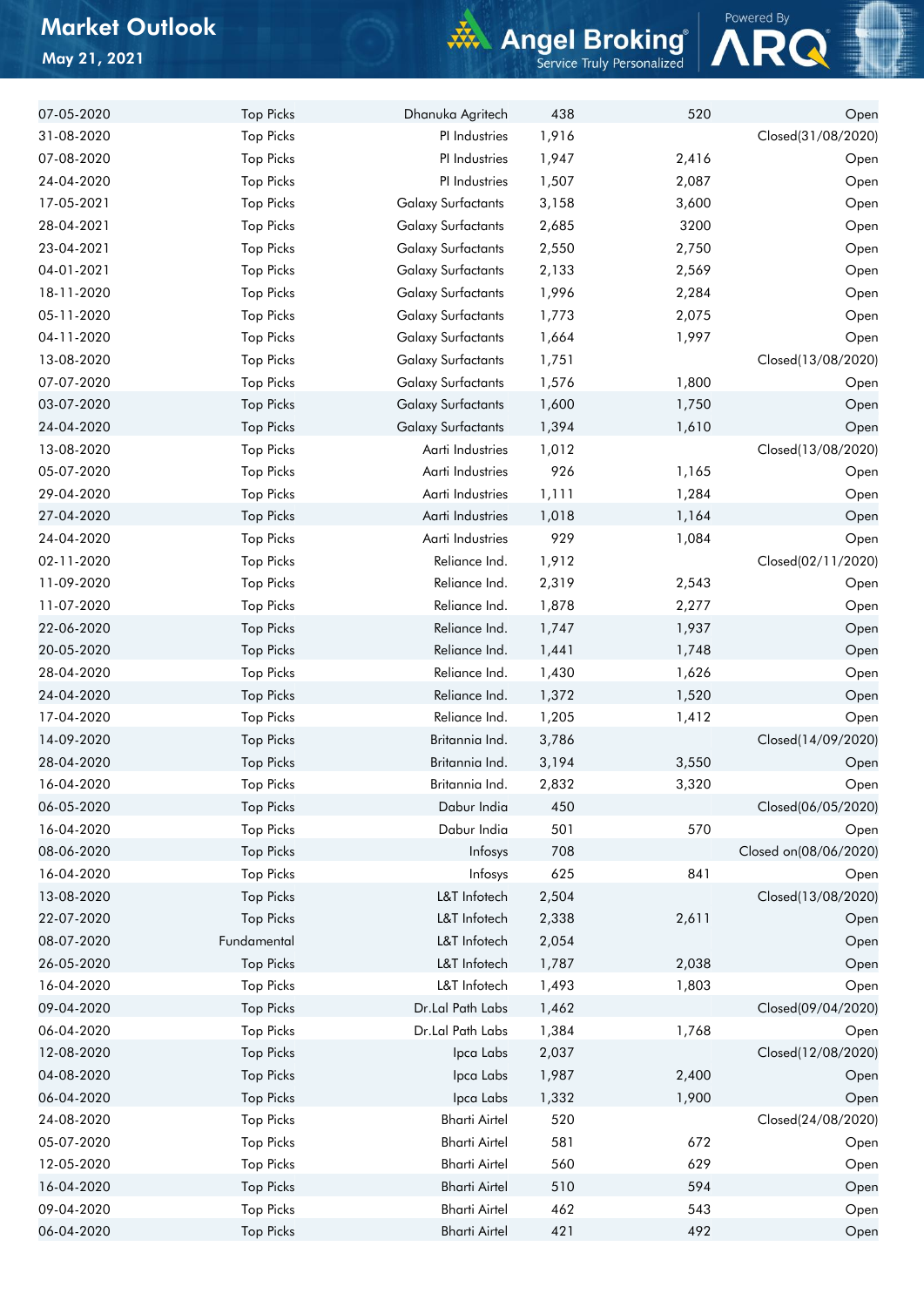| | | | | | |
|---|---|---|---|---|---|
| 07-05-2020 | Top Picks | Dhanuka Agritech | 438 | 520 | Open |
| 31-08-2020 | Top Picks | PI Industries | 1,916 | | Closed(31/08/2020) |
| 07-08-2020 | Top Picks | PI Industries | 1,947 | 2,416 | Open |
| 24-04-2020 | Top Picks | PI Industries | 1,507 | 2,087 | Open |
| 17-05-2021 | Top Picks | Galaxy Surfactants | 3,158 | 3,600 | Open |
| 28-04-2021 | Top Picks | Galaxy Surfactants | 2,685 | 3200 | Open |
| 23-04-2021 | Top Picks | Galaxy Surfactants | 2,550 | 2,750 | Open |
| 04-01-2021 | Top Picks | Galaxy Surfactants | 2,133 | 2,569 | Open |
| 18-11-2020 | Top Picks | Galaxy Surfactants | 1,996 | 2,284 | Open |
| 05-11-2020 | Top Picks | Galaxy Surfactants | 1,773 | 2,075 | Open |
| 04-11-2020 | Top Picks | Galaxy Surfactants | 1,664 | 1,997 | Open |
| 13-08-2020 | Top Picks | Galaxy Surfactants | 1,751 | | Closed(13/08/2020) |
| 07-07-2020 | Top Picks | Galaxy Surfactants | 1,576 | 1,800 | Open |
| 03-07-2020 | Top Picks | Galaxy Surfactants | 1,600 | 1,750 | Open |
| 24-04-2020 | Top Picks | Galaxy Surfactants | 1,394 | 1,610 | Open |
| 13-08-2020 | Top Picks | Aarti Industries | 1,012 | | Closed(13/08/2020) |
| 05-07-2020 | Top Picks | Aarti Industries | 926 | 1,165 | Open |
| 29-04-2020 | Top Picks | Aarti Industries | 1,111 | 1,284 | Open |
| 27-04-2020 | Top Picks | Aarti Industries | 1,018 | 1,164 | Open |
| 24-04-2020 | Top Picks | Aarti Industries | 929 | 1,084 | Open |
| 02-11-2020 | Top Picks | Reliance Ind. | 1,912 | | Closed(02/11/2020) |
| 11-09-2020 | Top Picks | Reliance Ind. | 2,319 | 2,543 | Open |
| 11-07-2020 | Top Picks | Reliance Ind. | 1,878 | 2,277 | Open |
| 22-06-2020 | Top Picks | Reliance Ind. | 1,747 | 1,937 | Open |
| 20-05-2020 | Top Picks | Reliance Ind. | 1,441 | 1,748 | Open |
| 28-04-2020 | Top Picks | Reliance Ind. | 1,430 | 1,626 | Open |
| 24-04-2020 | Top Picks | Reliance Ind. | 1,372 | 1,520 | Open |
| 17-04-2020 | Top Picks | Reliance Ind. | 1,205 | 1,412 | Open |
| 14-09-2020 | Top Picks | Britannia Ind. | 3,786 | | Closed(14/09/2020) |
| 28-04-2020 | Top Picks | Britannia Ind. | 3,194 | 3,550 | Open |
| 16-04-2020 | Top Picks | Britannia Ind. | 2,832 | 3,320 | Open |
| 06-05-2020 | Top Picks | Dabur India | 450 | | Closed(06/05/2020) |
| 16-04-2020 | Top Picks | Dabur India | 501 | 570 | Open |
| 08-06-2020 | Top Picks | Infosys | 708 | | Closed on(08/06/2020) |
| 16-04-2020 | Top Picks | Infosys | 625 | 841 | Open |
| 13-08-2020 | Top Picks | L&T Infotech | 2,504 | | Closed(13/08/2020) |
| 22-07-2020 | Top Picks | L&T Infotech | 2,338 | 2,611 | Open |
| 08-07-2020 | Fundamental | L&T Infotech | 2,054 | | Open |
| 26-05-2020 | Top Picks | L&T Infotech | 1,787 | 2,038 | Open |
| 16-04-2020 | Top Picks | L&T Infotech | 1,493 | 1,803 | Open |
| 09-04-2020 | Top Picks | Dr.Lal Path Labs | 1,462 | | Closed(09/04/2020) |
| 06-04-2020 | Top Picks | Dr.Lal Path Labs | 1,384 | 1,768 | Open |
| 12-08-2020 | Top Picks | Ipca Labs | 2,037 | | Closed(12/08/2020) |
| 04-08-2020 | Top Picks | Ipca Labs | 1,987 | 2,400 | Open |
| 06-04-2020 | Top Picks | Ipca Labs | 1,332 | 1,900 | Open |
| 24-08-2020 | Top Picks | Bharti Airtel | 520 | | Closed(24/08/2020) |
| 05-07-2020 | Top Picks | Bharti Airtel | 581 | 672 | Open |
| 12-05-2020 | Top Picks | Bharti Airtel | 560 | 629 | Open |
| 16-04-2020 | Top Picks | Bharti Airtel | 510 | 594 | Open |
| 09-04-2020 | Top Picks | Bharti Airtel | 462 | 543 | Open |
| 06-04-2020 | Top Picks | Bharti Airtel | 421 | 492 | Open |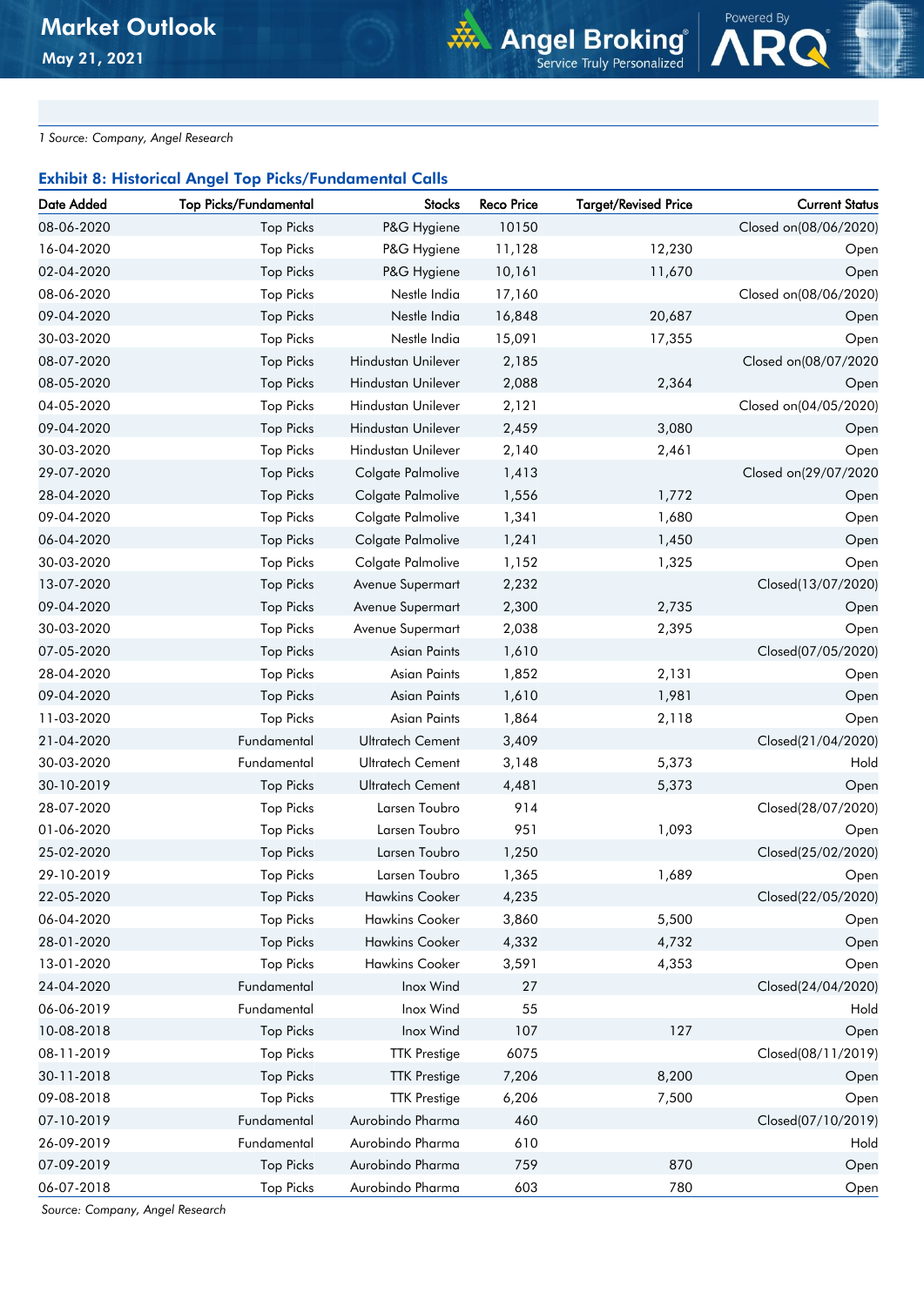1 Source: Company, Angel Research

### Exhibit 8: Historical Angel Top Picks/Fundamental Calls

| Date Added | Top Picks/Fundamental | Stocks | Reco Price | Target/Revised Price | Current Status |
|---|---|---|---|---|---|
| 08-06-2020 | Top Picks | P&G Hygiene | 10150 | | Closed on(08/06/2020) |
| 16-04-2020 | Top Picks | P&G Hygiene | 11,128 | 12,230 | Open |
| 02-04-2020 | Top Picks | P&G Hygiene | 10,161 | 11,670 | Open |
| 08-06-2020 | Top Picks | Nestle India | 17,160 | | Closed on(08/06/2020) |
| 09-04-2020 | Top Picks | Nestle India | 16,848 | 20,687 | Open |
| 30-03-2020 | Top Picks | Nestle India | 15,091 | 17,355 | Open |
| 08-07-2020 | Top Picks | Hindustan Unilever | 2,185 | | Closed on(08/07/2020 |
| 08-05-2020 | Top Picks | Hindustan Unilever | 2,088 | 2,364 | Open |
| 04-05-2020 | Top Picks | Hindustan Unilever | 2,121 | | Closed on(04/05/2020) |
| 09-04-2020 | Top Picks | Hindustan Unilever | 2,459 | 3,080 | Open |
| 30-03-2020 | Top Picks | Hindustan Unilever | 2,140 | 2,461 | Open |
| 29-07-2020 | Top Picks | Colgate Palmolive | 1,413 | | Closed on(29/07/2020 |
| 28-04-2020 | Top Picks | Colgate Palmolive | 1,556 | 1,772 | Open |
| 09-04-2020 | Top Picks | Colgate Palmolive | 1,341 | 1,680 | Open |
| 06-04-2020 | Top Picks | Colgate Palmolive | 1,241 | 1,450 | Open |
| 30-03-2020 | Top Picks | Colgate Palmolive | 1,152 | 1,325 | Open |
| 13-07-2020 | Top Picks | Avenue Supermart | 2,232 | | Closed(13/07/2020) |
| 09-04-2020 | Top Picks | Avenue Supermart | 2,300 | 2,735 | Open |
| 30-03-2020 | Top Picks | Avenue Supermart | 2,038 | 2,395 | Open |
| 07-05-2020 | Top Picks | Asian Paints | 1,610 | | Closed(07/05/2020) |
| 28-04-2020 | Top Picks | Asian Paints | 1,852 | 2,131 | Open |
| 09-04-2020 | Top Picks | Asian Paints | 1,610 | 1,981 | Open |
| 11-03-2020 | Top Picks | Asian Paints | 1,864 | 2,118 | Open |
| 21-04-2020 | Fundamental | Ultratech Cement | 3,409 | | Closed(21/04/2020) |
| 30-03-2020 | Fundamental | Ultratech Cement | 3,148 | 5,373 | Hold |
| 30-10-2019 | Top Picks | Ultratech Cement | 4,481 | 5,373 | Open |
| 28-07-2020 | Top Picks | Larsen Toubro | 914 | | Closed(28/07/2020) |
| 01-06-2020 | Top Picks | Larsen Toubro | 951 | 1,093 | Open |
| 25-02-2020 | Top Picks | Larsen Toubro | 1,250 | | Closed(25/02/2020) |
| 29-10-2019 | Top Picks | Larsen Toubro | 1,365 | 1,689 | Open |
| 22-05-2020 | Top Picks | Hawkins Cooker | 4,235 | | Closed(22/05/2020) |
| 06-04-2020 | Top Picks | Hawkins Cooker | 3,860 | 5,500 | Open |
| 28-01-2020 | Top Picks | Hawkins Cooker | 4,332 | 4,732 | Open |
| 13-01-2020 | Top Picks | Hawkins Cooker | 3,591 | 4,353 | Open |
| 24-04-2020 | Fundamental | Inox Wind | 27 | | Closed(24/04/2020) |
| 06-06-2019 | Fundamental | Inox Wind | 55 | | Hold |
| 10-08-2018 | Top Picks | Inox Wind | 107 | 127 | Open |
| 08-11-2019 | Top Picks | TTK Prestige | 6075 | | Closed(08/11/2019) |
| 30-11-2018 | Top Picks | TTK Prestige | 7,206 | 8,200 | Open |
| 09-08-2018 | Top Picks | TTK Prestige | 6,206 | 7,500 | Open |
| 07-10-2019 | Fundamental | Aurobindo Pharma | 460 | | Closed(07/10/2019) |
| 26-09-2019 | Fundamental | Aurobindo Pharma | 610 | | Hold |
| 07-09-2019 | Top Picks | Aurobindo Pharma | 759 | 870 | Open |
| 06-07-2018 | Top Picks | Aurobindo Pharma | 603 | 780 | Open |

Source: Company, Angel Research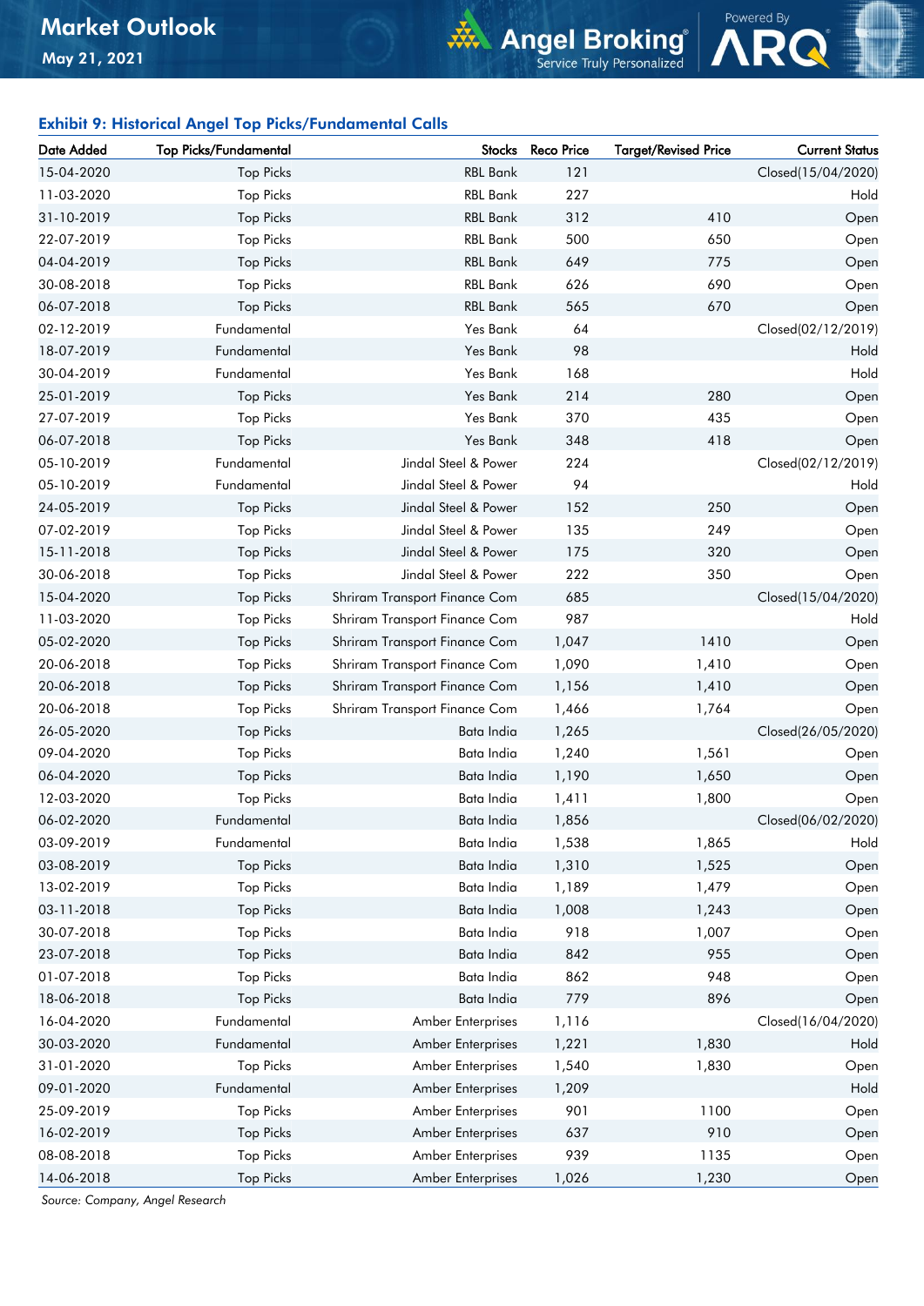### Exhibit 9: Historical Angel Top Picks/Fundamental Calls

| Date Added | Top Picks/Fundamental | Stocks | Reco Price | Target/Revised Price | Current Status |
|---|---|---|---|---|---|
| 15-04-2020 | Top Picks | RBL Bank | 121 | | Closed(15/04/2020) |
| 11-03-2020 | Top Picks | RBL Bank | 227 | | Hold |
| 31-10-2019 | Top Picks | RBL Bank | 312 | 410 | Open |
| 22-07-2019 | Top Picks | RBL Bank | 500 | 650 | Open |
| 04-04-2019 | Top Picks | RBL Bank | 649 | 775 | Open |
| 30-08-2018 | Top Picks | RBL Bank | 626 | 690 | Open |
| 06-07-2018 | Top Picks | RBL Bank | 565 | 670 | Open |
| 02-12-2019 | Fundamental | Yes Bank | 64 | | Closed(02/12/2019) |
| 18-07-2019 | Fundamental | Yes Bank | 98 | | Hold |
| 30-04-2019 | Fundamental | Yes Bank | 168 | | Hold |
| 25-01-2019 | Top Picks | Yes Bank | 214 | 280 | Open |
| 27-07-2019 | Top Picks | Yes Bank | 370 | 435 | Open |
| 06-07-2018 | Top Picks | Yes Bank | 348 | 418 | Open |
| 05-10-2019 | Fundamental | Jindal Steel & Power | 224 | | Closed(02/12/2019) |
| 05-10-2019 | Fundamental | Jindal Steel & Power | 94 | | Hold |
| 24-05-2019 | Top Picks | Jindal Steel & Power | 152 | 250 | Open |
| 07-02-2019 | Top Picks | Jindal Steel & Power | 135 | 249 | Open |
| 15-11-2018 | Top Picks | Jindal Steel & Power | 175 | 320 | Open |
| 30-06-2018 | Top Picks | Jindal Steel & Power | 222 | 350 | Open |
| 15-04-2020 | Top Picks | Shriram Transport Finance Com | 685 | | Closed(15/04/2020) |
| 11-03-2020 | Top Picks | Shriram Transport Finance Com | 987 | | Hold |
| 05-02-2020 | Top Picks | Shriram Transport Finance Com | 1,047 | 1410 | Open |
| 20-06-2018 | Top Picks | Shriram Transport Finance Com | 1,090 | 1,410 | Open |
| 20-06-2018 | Top Picks | Shriram Transport Finance Com | 1,156 | 1,410 | Open |
| 20-06-2018 | Top Picks | Shriram Transport Finance Com | 1,466 | 1,764 | Open |
| 26-05-2020 | Top Picks | Bata India | 1,265 | | Closed(26/05/2020) |
| 09-04-2020 | Top Picks | Bata India | 1,240 | 1,561 | Open |
| 06-04-2020 | Top Picks | Bata India | 1,190 | 1,650 | Open |
| 12-03-2020 | Top Picks | Bata India | 1,411 | 1,800 | Open |
| 06-02-2020 | Fundamental | Bata India | 1,856 | | Closed(06/02/2020) |
| 03-09-2019 | Fundamental | Bata India | 1,538 | 1,865 | Hold |
| 03-08-2019 | Top Picks | Bata India | 1,310 | 1,525 | Open |
| 13-02-2019 | Top Picks | Bata India | 1,189 | 1,479 | Open |
| 03-11-2018 | Top Picks | Bata India | 1,008 | 1,243 | Open |
| 30-07-2018 | Top Picks | Bata India | 918 | 1,007 | Open |
| 23-07-2018 | Top Picks | Bata India | 842 | 955 | Open |
| 01-07-2018 | Top Picks | Bata India | 862 | 948 | Open |
| 18-06-2018 | Top Picks | Bata India | 779 | 896 | Open |
| 16-04-2020 | Fundamental | Amber Enterprises | 1,116 | | Closed(16/04/2020) |
| 30-03-2020 | Fundamental | Amber Enterprises | 1,221 | 1,830 | Hold |
| 31-01-2020 | Top Picks | Amber Enterprises | 1,540 | 1,830 | Open |
| 09-01-2020 | Fundamental | Amber Enterprises | 1,209 | | Hold |
| 25-09-2019 | Top Picks | Amber Enterprises | 901 | 1100 | Open |
| 16-02-2019 | Top Picks | Amber Enterprises | 637 | 910 | Open |
| 08-08-2018 | Top Picks | Amber Enterprises | 939 | 1135 | Open |
| 14-06-2018 | Top Picks | Amber Enterprises | 1,026 | 1,230 | Open |

*Source: Company, Angel Research*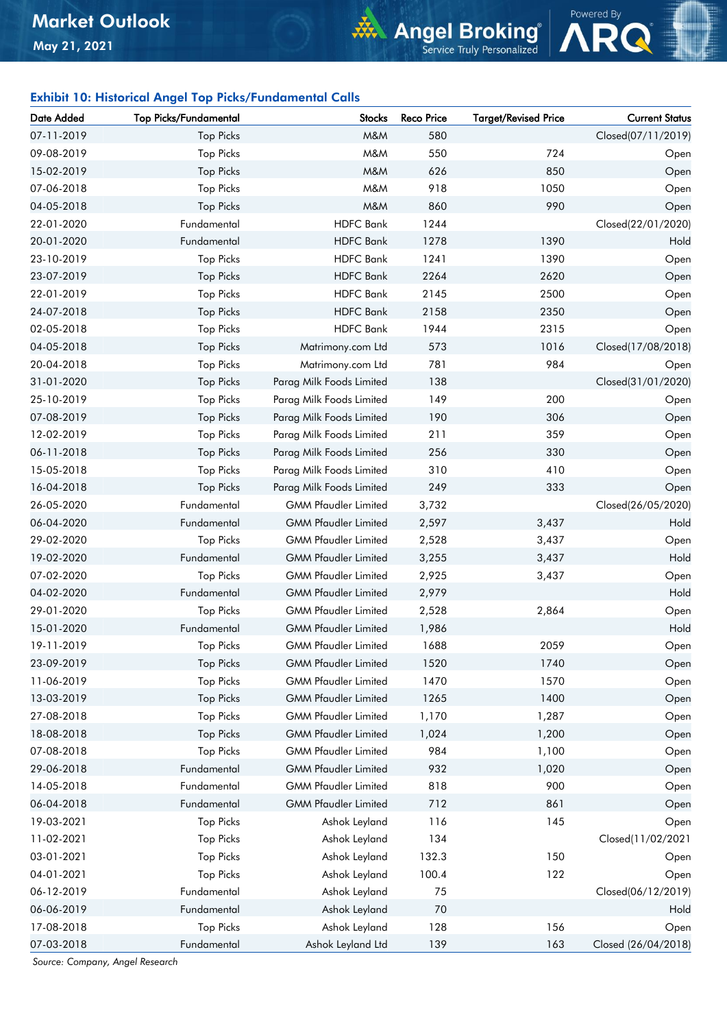### Exhibit 10: Historical Angel Top Picks/Fundamental Calls

| Date Added | Top Picks/Fundamental | Stocks | Reco Price | Target/Revised Price | Current Status |
|---|---|---|---|---|---|
| 07-11-2019 | Top Picks | M&M | 580 | | Closed(07/11/2019) |
| 09-08-2019 | Top Picks | M&M | 550 | 724 | Open |
| 15-02-2019 | Top Picks | M&M | 626 | 850 | Open |
| 07-06-2018 | Top Picks | M&M | 918 | 1050 | Open |
| 04-05-2018 | Top Picks | M&M | 860 | 990 | Open |
| 22-01-2020 | Fundamental | HDFC Bank | 1244 | | Closed(22/01/2020) |
| 20-01-2020 | Fundamental | HDFC Bank | 1278 | 1390 | Hold |
| 23-10-2019 | Top Picks | HDFC Bank | 1241 | 1390 | Open |
| 23-07-2019 | Top Picks | HDFC Bank | 2264 | 2620 | Open |
| 22-01-2019 | Top Picks | HDFC Bank | 2145 | 2500 | Open |
| 24-07-2018 | Top Picks | HDFC Bank | 2158 | 2350 | Open |
| 02-05-2018 | Top Picks | HDFC Bank | 1944 | 2315 | Open |
| 04-05-2018 | Top Picks | Matrimony.com Ltd | 573 | 1016 | Closed(17/08/2018) |
| 20-04-2018 | Top Picks | Matrimony.com Ltd | 781 | 984 | Open |
| 31-01-2020 | Top Picks | Parag Milk Foods Limited | 138 | | Closed(31/01/2020) |
| 25-10-2019 | Top Picks | Parag Milk Foods Limited | 149 | 200 | Open |
| 07-08-2019 | Top Picks | Parag Milk Foods Limited | 190 | 306 | Open |
| 12-02-2019 | Top Picks | Parag Milk Foods Limited | 211 | 359 | Open |
| 06-11-2018 | Top Picks | Parag Milk Foods Limited | 256 | 330 | Open |
| 15-05-2018 | Top Picks | Parag Milk Foods Limited | 310 | 410 | Open |
| 16-04-2018 | Top Picks | Parag Milk Foods Limited | 249 | 333 | Open |
| 26-05-2020 | Fundamental | GMM Pfaudler Limited | 3,732 | | Closed(26/05/2020) |
| 06-04-2020 | Fundamental | GMM Pfaudler Limited | 2,597 | 3,437 | Hold |
| 29-02-2020 | Top Picks | GMM Pfaudler Limited | 2,528 | 3,437 | Open |
| 19-02-2020 | Fundamental | GMM Pfaudler Limited | 3,255 | 3,437 | Hold |
| 07-02-2020 | Top Picks | GMM Pfaudler Limited | 2,925 | 3,437 | Open |
| 04-02-2020 | Fundamental | GMM Pfaudler Limited | 2,979 | | Hold |
| 29-01-2020 | Top Picks | GMM Pfaudler Limited | 2,528 | 2,864 | Open |
| 15-01-2020 | Fundamental | GMM Pfaudler Limited | 1,986 | | Hold |
| 19-11-2019 | Top Picks | GMM Pfaudler Limited | 1688 | 2059 | Open |
| 23-09-2019 | Top Picks | GMM Pfaudler Limited | 1520 | 1740 | Open |
| 11-06-2019 | Top Picks | GMM Pfaudler Limited | 1470 | 1570 | Open |
| 13-03-2019 | Top Picks | GMM Pfaudler Limited | 1265 | 1400 | Open |
| 27-08-2018 | Top Picks | GMM Pfaudler Limited | 1,170 | 1,287 | Open |
| 18-08-2018 | Top Picks | GMM Pfaudler Limited | 1,024 | 1,200 | Open |
| 07-08-2018 | Top Picks | GMM Pfaudler Limited | 984 | 1,100 | Open |
| 29-06-2018 | Fundamental | GMM Pfaudler Limited | 932 | 1,020 | Open |
| 14-05-2018 | Fundamental | GMM Pfaudler Limited | 818 | 900 | Open |
| 06-04-2018 | Fundamental | GMM Pfaudler Limited | 712 | 861 | Open |
| 19-03-2021 | Top Picks | Ashok Leyland | 116 | 145 | Open |
| 11-02-2021 | Top Picks | Ashok Leyland | 134 | | Closed(11/02/2021 |
| 03-01-2021 | Top Picks | Ashok Leyland | 132.3 | 150 | Open |
| 04-01-2021 | Top Picks | Ashok Leyland | 100.4 | 122 | Open |
| 06-12-2019 | Fundamental | Ashok Leyland | 75 | | Closed(06/12/2019) |
| 06-06-2019 | Fundamental | Ashok Leyland | 70 | | Hold |
| 17-08-2018 | Top Picks | Ashok Leyland | 128 | 156 | Open |
| 07-03-2018 | Fundamental | Ashok Leyland Ltd | 139 | 163 | Closed (26/04/2018) |

*Source: Company, Angel Research*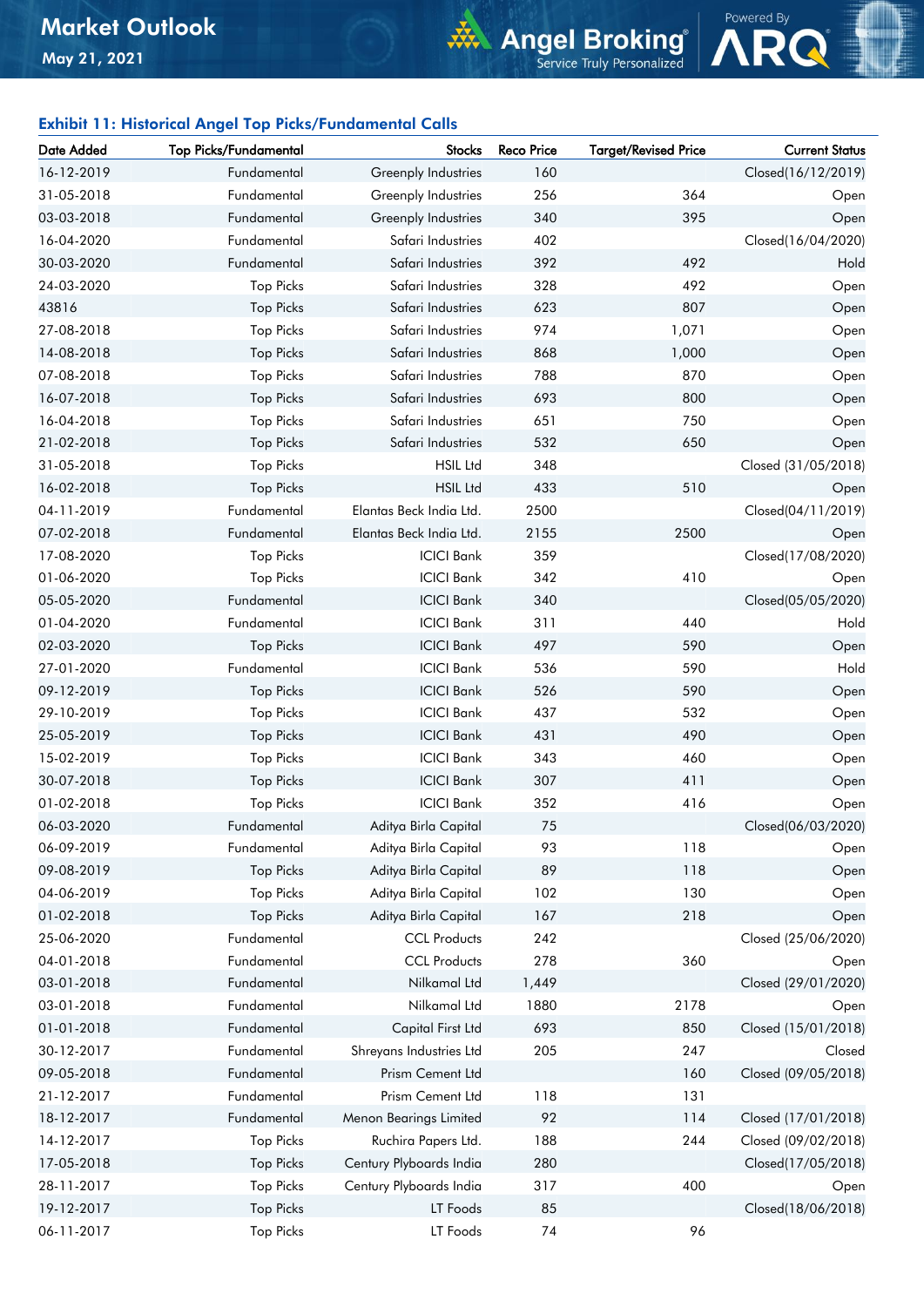## Exhibit 11: Historical Angel Top Picks/Fundamental Calls

| Date Added | Top Picks/Fundamental | Stocks | Reco Price | Target/Revised Price | Current Status |
|---|---|---|---|---|---|
| 16-12-2019 | Fundamental | Greenply Industries | 160 | | Closed(16/12/2019) |
| 31-05-2018 | Fundamental | Greenply Industries | 256 | 364 | Open |
| 03-03-2018 | Fundamental | Greenply Industries | 340 | 395 | Open |
| 16-04-2020 | Fundamental | Safari Industries | 402 | | Closed(16/04/2020) |
| 30-03-2020 | Fundamental | Safari Industries | 392 | 492 | Hold |
| 24-03-2020 | Top Picks | Safari Industries | 328 | 492 | Open |
| 43816 | Top Picks | Safari Industries | 623 | 807 | Open |
| 27-08-2018 | Top Picks | Safari Industries | 974 | 1,071 | Open |
| 14-08-2018 | Top Picks | Safari Industries | 868 | 1,000 | Open |
| 07-08-2018 | Top Picks | Safari Industries | 788 | 870 | Open |
| 16-07-2018 | Top Picks | Safari Industries | 693 | 800 | Open |
| 16-04-2018 | Top Picks | Safari Industries | 651 | 750 | Open |
| 21-02-2018 | Top Picks | Safari Industries | 532 | 650 | Open |
| 31-05-2018 | Top Picks | HSIL Ltd | 348 | | Closed (31/05/2018) |
| 16-02-2018 | Top Picks | HSIL Ltd | 433 | 510 | Open |
| 04-11-2019 | Fundamental | Elantas Beck India Ltd. | 2500 | | Closed(04/11/2019) |
| 07-02-2018 | Fundamental | Elantas Beck India Ltd. | 2155 | 2500 | Open |
| 17-08-2020 | Top Picks | ICICI Bank | 359 | | Closed(17/08/2020) |
| 01-06-2020 | Top Picks | ICICI Bank | 342 | 410 | Open |
| 05-05-2020 | Fundamental | ICICI Bank | 340 | | Closed(05/05/2020) |
| 01-04-2020 | Fundamental | ICICI Bank | 311 | 440 | Hold |
| 02-03-2020 | Top Picks | ICICI Bank | 497 | 590 | Open |
| 27-01-2020 | Fundamental | ICICI Bank | 536 | 590 | Hold |
| 09-12-2019 | Top Picks | ICICI Bank | 526 | 590 | Open |
| 29-10-2019 | Top Picks | ICICI Bank | 437 | 532 | Open |
| 25-05-2019 | Top Picks | ICICI Bank | 431 | 490 | Open |
| 15-02-2019 | Top Picks | ICICI Bank | 343 | 460 | Open |
| 30-07-2018 | Top Picks | ICICI Bank | 307 | 411 | Open |
| 01-02-2018 | Top Picks | ICICI Bank | 352 | 416 | Open |
| 06-03-2020 | Fundamental | Aditya Birla Capital | 75 | | Closed(06/03/2020) |
| 06-09-2019 | Fundamental | Aditya Birla Capital | 93 | 118 | Open |
| 09-08-2019 | Top Picks | Aditya Birla Capital | 89 | 118 | Open |
| 04-06-2019 | Top Picks | Aditya Birla Capital | 102 | 130 | Open |
| 01-02-2018 | Top Picks | Aditya Birla Capital | 167 | 218 | Open |
| 25-06-2020 | Fundamental | CCL Products | 242 | | Closed (25/06/2020) |
| 04-01-2018 | Fundamental | CCL Products | 278 | 360 | Open |
| 03-01-2018 | Fundamental | Nilkamal Ltd | 1,449 | | Closed (29/01/2020) |
| 03-01-2018 | Fundamental | Nilkamal Ltd | 1880 | 2178 | Open |
| 01-01-2018 | Fundamental | Capital First Ltd | 693 | 850 | Closed (15/01/2018) |
| 30-12-2017 | Fundamental | Shreyans Industries Ltd | 205 | 247 | Closed |
| 09-05-2018 | Fundamental | Prism Cement Ltd | | 160 | Closed (09/05/2018) |
| 21-12-2017 | Fundamental | Prism Cement Ltd | 118 | 131 | |
| 18-12-2017 | Fundamental | Menon Bearings Limited | 92 | 114 | Closed (17/01/2018) |
| 14-12-2017 | Top Picks | Ruchira Papers Ltd. | 188 | 244 | Closed (09/02/2018) |
| 17-05-2018 | Top Picks | Century Plyboards India | 280 | | Closed(17/05/2018) |
| 28-11-2017 | Top Picks | Century Plyboards India | 317 | 400 | Open |
| 19-12-2017 | Top Picks | LT Foods | 85 | | Closed(18/06/2018) |
| 06-11-2017 | Top Picks | LT Foods | 74 | 96 | |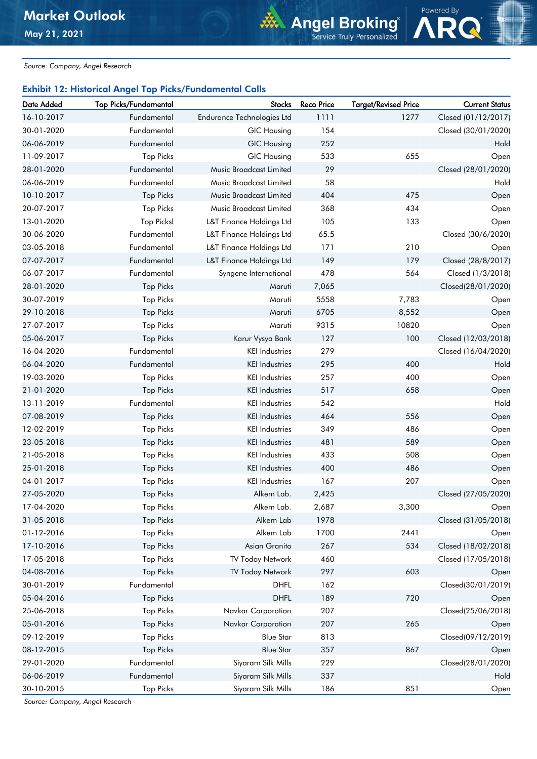Source: Company, Angel Research

### Exhibit 12: Historical Angel Top Picks/Fundamental Calls

| Date Added | Top Picks/Fundamental | Stocks | Reco Price | Target/Revised Price | Current Status |
|---|---|---|---|---|---|
| 16-10-2017 | Fundamental | Endurance Technologies Ltd | 1111 | 1277 | Closed (01/12/2017) |
| 30-01-2020 | Fundamental | GIC Housing | 154 | | Closed (30/01/2020) |
| 06-06-2019 | Fundamental | GIC Housing | 252 | | Hold |
| 11-09-2017 | Top Picks | GIC Housing | 533 | 655 | Open |
| 28-01-2020 | Fundamental | Music Broadcast Limited | 29 | | Closed (28/01/2020) |
| 06-06-2019 | Fundamental | Music Broadcast Limited | 58 | | Hold |
| 10-10-2017 | Top Picks | Music Broadcast Limited | 404 | 475 | Open |
| 20-07-2017 | Top Picks | Music Broadcast Limited | 368 | 434 | Open |
| 13-01-2020 | Top Picksl | L&T Finance Holdings Ltd | 105 | 133 | Open |
| 30-06-2020 | Fundamental | L&T Finance Holdings Ltd | 65.5 | | Closed (30/6/2020) |
| 03-05-2018 | Fundamental | L&T Finance Holdings Ltd | 171 | 210 | Open |
| 07-07-2017 | Fundamental | L&T Finance Holdings Ltd | 149 | 179 | Closed (28/8/2017) |
| 06-07-2017 | Fundamental | Syngene International | 478 | 564 | Closed (1/3/2018) |
| 28-01-2020 | Top Picks | Maruti | 7,065 | | Closed(28/01/2020) |
| 30-07-2019 | Top Picks | Maruti | 5558 | 7,783 | Open |
| 29-10-2018 | Top Picks | Maruti | 6705 | 8,552 | Open |
| 27-07-2017 | Top Picks | Maruti | 9315 | 10820 | Open |
| 05-06-2017 | Top Picks | Karur Vysya Bank | 127 | 100 | Closed (12/03/2018) |
| 16-04-2020 | Fundamental | KEI Industries | 279 | | Closed (16/04/2020) |
| 06-04-2020 | Fundamental | KEI Industries | 295 | 400 | Hold |
| 19-03-2020 | Top Picks | KEI Industries | 257 | 400 | Open |
| 21-01-2020 | Top Picks | KEI Industries | 517 | 658 | Open |
| 13-11-2019 | Fundamental | KEI Industries | 542 | | Hold |
| 07-08-2019 | Top Picks | KEI Industries | 464 | 556 | Open |
| 12-02-2019 | Top Picks | KEI Industries | 349 | 486 | Open |
| 23-05-2018 | Top Picks | KEI Industries | 481 | 589 | Open |
| 21-05-2018 | Top Picks | KEI Industries | 433 | 508 | Open |
| 25-01-2018 | Top Picks | KEI Industries | 400 | 486 | Open |
| 04-01-2017 | Top Picks | KEI Industries | 167 | 207 | Open |
| 27-05-2020 | Top Picks | Alkem Lab. | 2,425 | | Closed (27/05/2020) |
| 17-04-2020 | Top Picks | Alkem Lab. | 2,687 | 3,300 | Open |
| 31-05-2018 | Top Picks | Alkem Lab | 1978 | | Closed (31/05/2018) |
| 01-12-2016 | Top Picks | Alkem Lab | 1700 | 2441 | Open |
| 17-10-2016 | Top Picks | Asian Granito | 267 | 534 | Closed (18/02/2018) |
| 17-05-2018 | Top Picks | TV Today Network | 460 | | Closed (17/05/2018) |
| 04-08-2016 | Top Picks | TV Today Network | 297 | 603 | Open |
| 30-01-2019 | Fundamental | DHFL | 162 | | Closed(30/01/2019) |
| 05-04-2016 | Top Picks | DHFL | 189 | 720 | Open |
| 25-06-2018 | Top Picks | Navkar Corporation | 207 | | Closed(25/06/2018) |
| 05-01-2016 | Top Picks | Navkar Corporation | 207 | 265 | Open |
| 09-12-2019 | Top Picks | Blue Star | 813 | | Closed(09/12/2019) |
| 08-12-2015 | Top Picks | Blue Star | 357 | 867 | Open |
| 29-01-2020 | Fundamental | Siyaram Silk Mills | 229 | | Closed(28/01/2020) |
| 06-06-2019 | Fundamental | Siyaram Silk Mills | 337 | | Hold |
| 30-10-2015 | Top Picks | Siyaram Silk Mills | 186 | 851 | Open |

Source: Company, Angel Research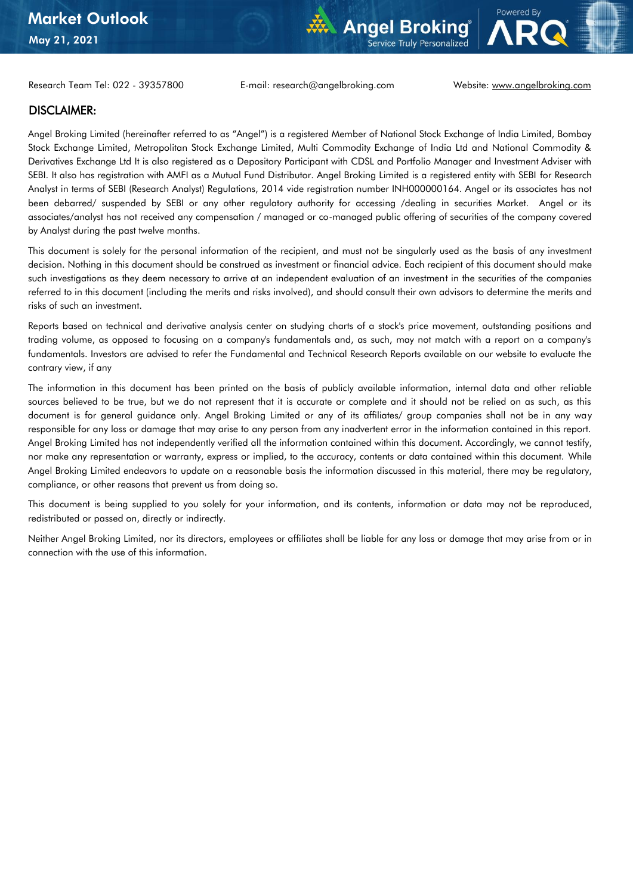Research Team Tel: 022 - 39357800 E-mail: research@angelbroking.com Website: www.angelbroking.com

## DISCLAIMER:

Angel Broking Limited (hereinafter referred to as "Angel") is a registered Member of National Stock Exchange of India Limited, Bombay Stock Exchange Limited, Metropolitan Stock Exchange Limited, Multi Commodity Exchange of India Ltd and National Commodity & Derivatives Exchange Ltd It is also registered as a Depository Participant with CDSL and Portfolio Manager and Investment Adviser with SEBI. It also has registration with AMFI as a Mutual Fund Distributor. Angel Broking Limited is a registered entity with SEBI for Research Analyst in terms of SEBI (Research Analyst) Regulations, 2014 vide registration number INH000000164. Angel or its associates has not been debarred/ suspended by SEBI or any other regulatory authority for accessing /dealing in securities Market. Angel or its associates/analyst has not received any compensation / managed or co-managed public offering of securities of the company covered by Analyst during the past twelve months.

This document is solely for the personal information of the recipient, and must not be singularly used as the basis of any investment decision. Nothing in this document should be construed as investment or financial advice. Each recipient of this document should make such investigations as they deem necessary to arrive at an independent evaluation of an investment in the securities of the companies referred to in this document (including the merits and risks involved), and should consult their own advisors to determine the merits and risks of such an investment.

Reports based on technical and derivative analysis center on studying charts of a stock's price movement, outstanding positions and trading volume, as opposed to focusing on a company's fundamentals and, as such, may not match with a report on a company's fundamentals. Investors are advised to refer the Fundamental and Technical Research Reports available on our website to evaluate the contrary view, if any

The information in this document has been printed on the basis of publicly available information, internal data and other reliable sources believed to be true, but we do not represent that it is accurate or complete and it should not be relied on as such, as this document is for general guidance only. Angel Broking Limited or any of its affiliates/ group companies shall not be in any way responsible for any loss or damage that may arise to any person from any inadvertent error in the information contained in this report. Angel Broking Limited has not independently verified all the information contained within this document. Accordingly, we cannot testify, nor make any representation or warranty, express or implied, to the accuracy, contents or data contained within this document. While Angel Broking Limited endeavors to update on a reasonable basis the information discussed in this material, there may be regulatory, compliance, or other reasons that prevent us from doing so.

This document is being supplied to you solely for your information, and its contents, information or data may not be reproduced, redistributed or passed on, directly or indirectly.

Neither Angel Broking Limited, nor its directors, employees or affiliates shall be liable for any loss or damage that may arise from or in connection with the use of this information.